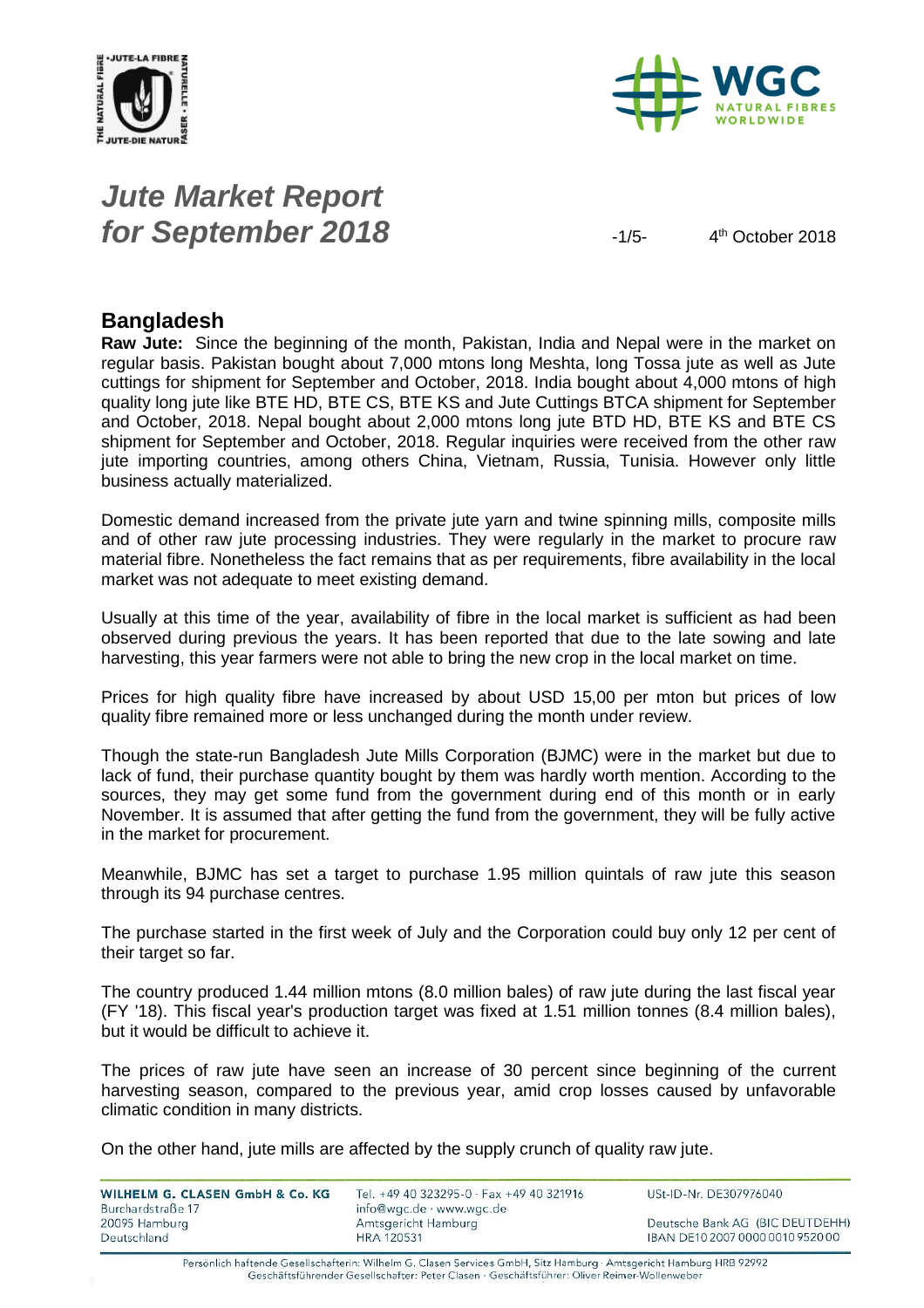# Jute Market Report for September 2018

4th October 2018

## Bangladesh

**Raw Jute:** Since the beginning of the month, Pakistan, India and Nepal were in the market on regular basis. Pakistan bought about 7,000 mtons long Meshta, long Tossa jute as well as Jute cuttings for shipment for September and October, 2018. India bought about 4,000 mtons of high quality long jute like BTE HD, BTE CS, BTE KS and Jute Cuttings BTCA shipment for September and October, 2018. Nepal bought about 2,000 mtons long jute BTD HD, BTE KS and BTE CS shipment for September and October, 2018. Regular inquiries were received from the other raw jute importing countries, among others China, Vietnam, Russia, Tunisia. However only little business actually materialized.

Domestic demand increased from the private jute yarn and twine spinning mills, composite mills and of other raw jute processing industries. They were regularly in the market to procure raw material fibre. Nonetheless the fact remains that as per requirements, fibre availability in the local market was not adequate to meet existing demand.

Usually at this time of the year, availability of fibre in the local market is sufficient as had been observed during previous the years. It has been reported that due to the late sowing and late harvesting, this year farmers were not able to bring the new crop in the local market on time.

Prices for high quality fibre have increased by about USD 15,00 per mton but prices of low quality fibre remained more or less unchanged during the month under review.

Though the state-run Bangladesh Jute Mills Corporation (BJMC) were in the market but due to lack of fund, their purchase quantity bought by them was hardly worth mention. According to the sources, they may get some fund from the government during end of this month or in early November. It is assumed that after getting the fund from the government, they will be fully active in the market for procurement.

Meanwhile, BJMC has set a target to purchase 1.95 million quintals of raw jute this season through its 94 purchase centres.

The purchase started in the first week of July and the Corporation could buy only 12 per cent of their target so far.

The country produced 1.44 million mtons (8.0 million bales) of raw jute during the last fiscal year (FY '18). This fiscal year's production target was fixed at 1.51 million tonnes (8.4 million bales), but it would be difficult to achieve it.

The prices of raw jute have seen an increase of 30 percent since beginning of the current harvesting season, compared to the previous year, amid crop losses caused by unfavorable climatic condition in many districts.

On the other hand, jute mills are affected by the supply crunch of quality raw jute.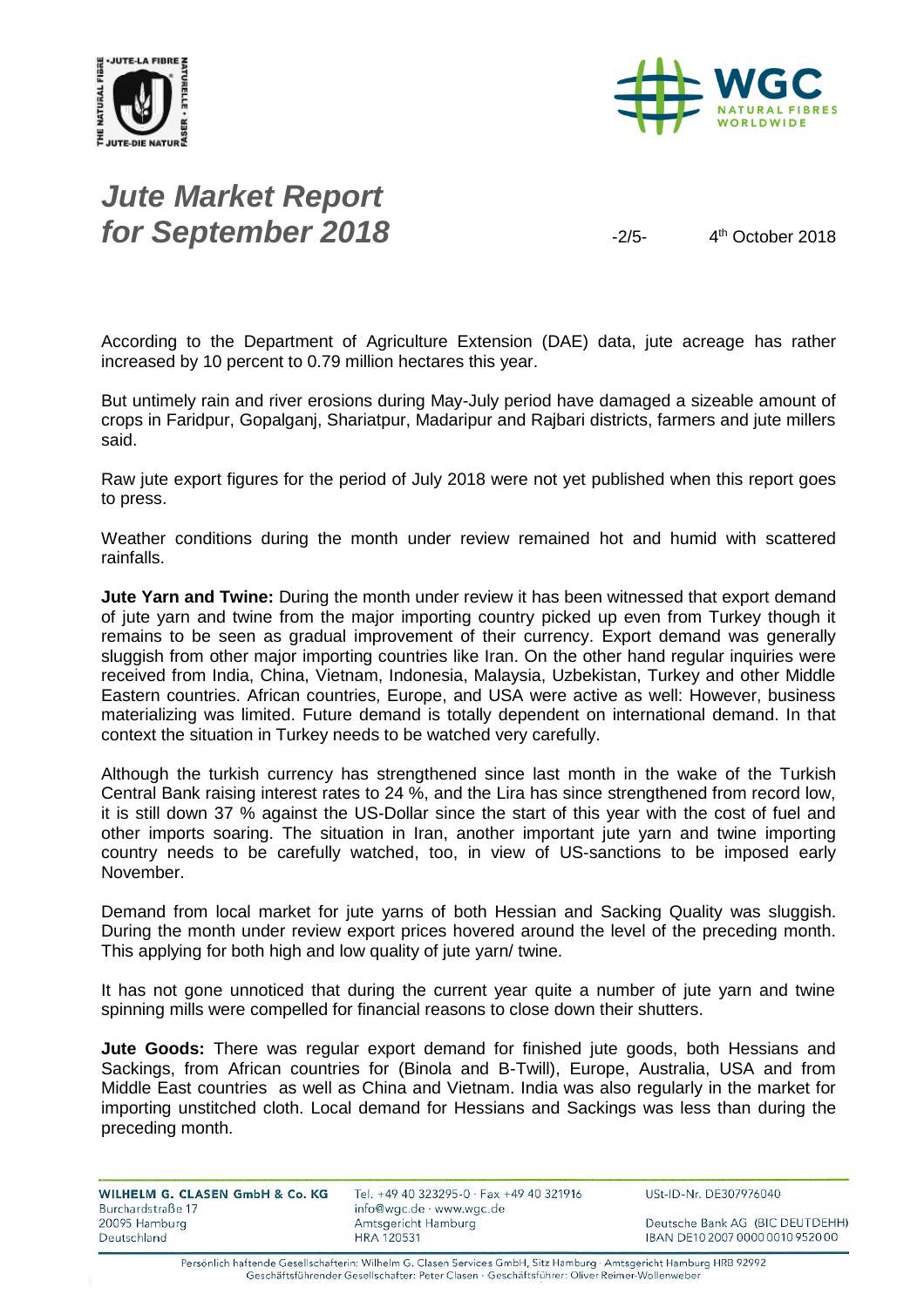According to the Department of Agriculture Extension (DAE) data, jute acreage has rather increased by 10 percent to 0.79 million hectares this year.

But untimely rain and river erosions during May-July period have damaged a sizeable amount of crops in Faridpur, Gopalganj, Shariatpur, Madaripur and Rajbari districts, farmers and jute millers said.

Raw jute export figures for the period of July 2018 were not yet published when this report goes to press.

Weather conditions during the month under review remained hot and humid with scattered rainfalls.

**Jute Yarn and Twine:** During the month under review it has been witnessed that export demand of jute yarn and twine from the major importing country picked up even from Turkey though it remains to be seen as gradual improvement of their currency. Export demand was generally sluggish from other major importing countries like Iran. On the other hand regular inquiries were received from India, China, Vietnam, Indonesia, Malaysia, Uzbekistan, Turkey and other Middle Eastern countries. African countries, Europe, and USA were active as well: However, business materializing was limited. Future demand is totally dependent on international demand. In that context the situation in Turkey needs to be watched very carefully.

Although the turkish currency has strengthened since last month in the wake of the Turkish Central Bank raising interest rates to 24 %, and the Lira has since strengthened from record low, it is still down 37 % against the US-Dollar since the start of this year with the cost of fuel and other imports soaring. The situation in Iran, another important jute yarn and twine importing country needs to be carefully watched, too, in view of US-sanctions to be imposed early November.

Demand from local market for jute yarns of both Hessian and Sacking Quality was sluggish. During the month under review export prices hovered around the level of the preceding month. This applying for both high and low quality of jute yarn/ twine.

It has not gone unnoticed that during the current year quite a number of jute yarn and twine spinning mills were compelled for financial reasons to close down their shutters.

**Jute Goods:** There was regular export demand for finished jute goods, both Hessians and Sackings, from African countries for (Binola and B-Twill), Europe, Australia, USA and from Middle East countries as well as China and Vietnam. India was also regularly in the market for importing unstitched cloth. Local demand for Hessians and Sackings was less than during the preceding month.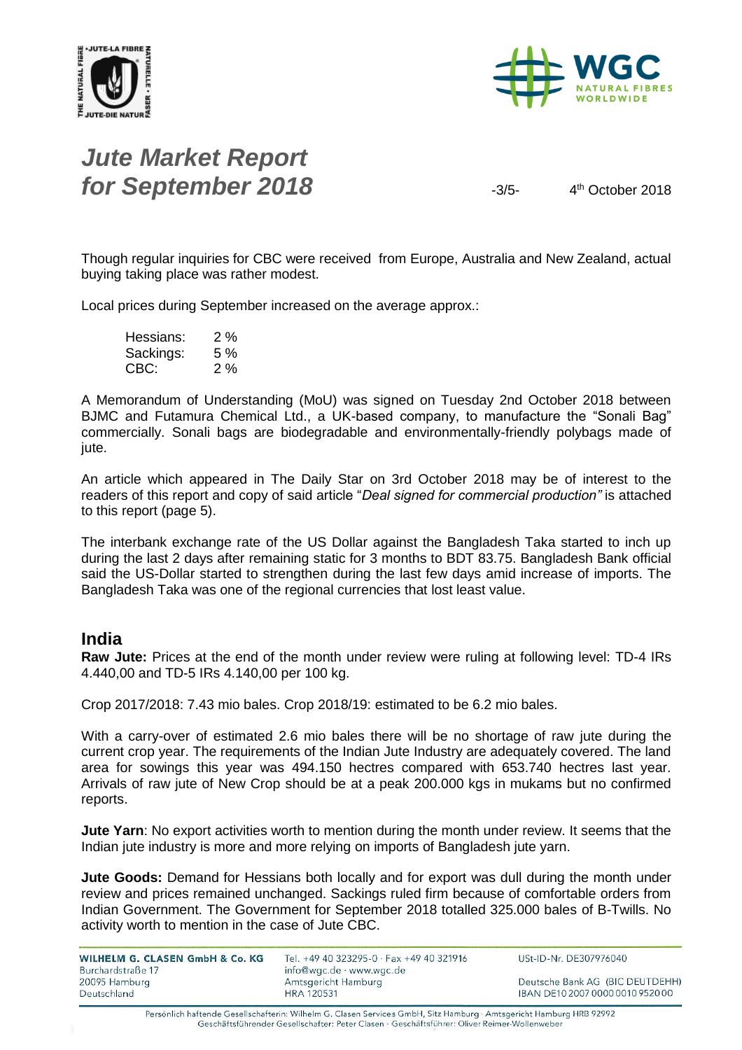Though regular inquiries for CBC were received from Europe, Australia and New Zealand, actual buying taking place was rather modest.

Local prices during September increased on the average approx.:

| | |
|---|---|
| Hessians: | 2 % |
| Sackings: | 5 % |
| CBC: | 2 % |

A Memorandum of Understanding (MoU) was signed on Tuesday 2nd October 2018 between BJMC and Futamura Chemical Ltd., a UK-based company, to manufacture the "Sonali Bag" commercially. Sonali bags are biodegradable and environmentally-friendly polybags made of jute.

An article which appeared in The Daily Star on 3rd October 2018 may be of interest to the readers of this report and copy of said article "*Deal signed for commercial production"* is attached to this report (page 5).

The interbank exchange rate of the US Dollar against the Bangladesh Taka started to inch up during the last 2 days after remaining static for 3 months to BDT 83.75. Bangladesh Bank official said the US-Dollar started to strengthen during the last few days amid increase of imports. The Bangladesh Taka was one of the regional currencies that lost least value.

## India

**Raw Jute:** Prices at the end of the month under review were ruling at following level: TD-4 IRs 4.440,00 and TD-5 IRs 4.140,00 per 100 kg.

Crop 2017/2018: 7.43 mio bales. Crop 2018/19: estimated to be 6.2 mio bales.

With a carry-over of estimated 2.6 mio bales there will be no shortage of raw jute during the current crop year. The requirements of the Indian Jute Industry are adequately covered. The land area for sowings this year was 494.150 hectres compared with 653.740 hectres last year. Arrivals of raw jute of New Crop should be at a peak 200.000 kgs in mukams but no confirmed reports.

**Jute Yarn**: No export activities worth to mention during the month under review. It seems that the Indian jute industry is more and more relying on imports of Bangladesh jute yarn.

**Jute Goods:** Demand for Hessians both locally and for export was dull during the month under review and prices remained unchanged. Sackings ruled firm because of comfortable orders from Indian Government. The Government for September 2018 totalled 325.000 bales of B-Twills. No activity worth to mention in the case of Jute CBC.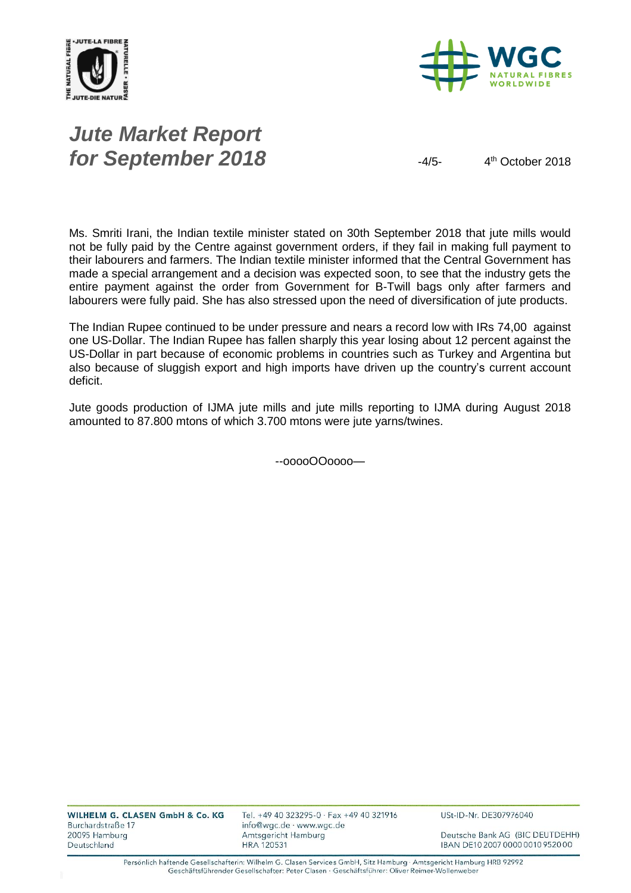Ms. Smriti Irani, the Indian textile minister stated on 30th September 2018 that jute mills would not be fully paid by the Centre against government orders, if they fail in making full payment to their labourers and farmers. The Indian textile minister informed that the Central Government has made a special arrangement and a decision was expected soon, to see that the industry gets the entire payment against the order from Government for B-Twill bags only after farmers and labourers were fully paid. She has also stressed upon the need of diversification of jute products.

The Indian Rupee continued to be under pressure and nears a record low with IRs 74,00 against one US-Dollar. The Indian Rupee has fallen sharply this year losing about 12 percent against the US-Dollar in part because of economic problems in countries such as Turkey and Argentina but also because of sluggish export and high imports have driven up the country's current account deficit.

Jute goods production of IJMA jute mills and jute mills reporting to IJMA during August 2018 amounted to 87.800 mtons of which 3.700 mtons were jute yarns/twines.

--ooooOOoooo—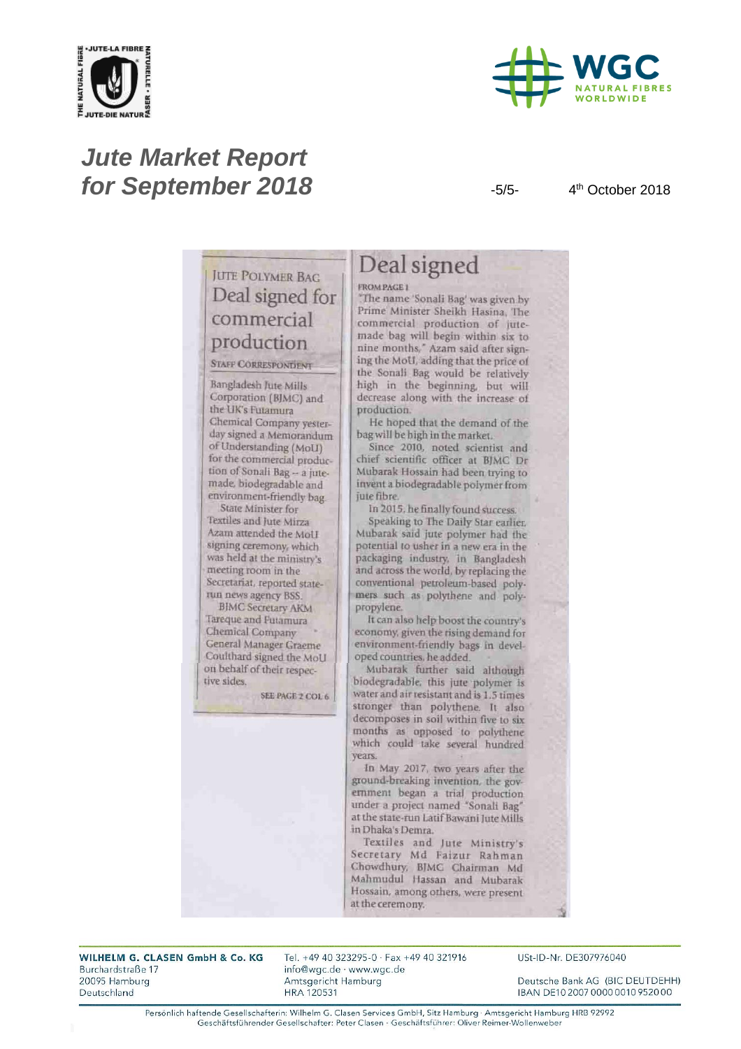# Jute Market Report for September 2018

4th October 2018

JUTE POLYMER BAG

## Deal signed for commercial production

STAFF CORRESPONDENT

Bangladesh Jute Mills Corporation (BJMC) and the UK's Futamura Chemical Company yesterday signed a Memorandum of Understanding (MoU) for the commercial production of Sonali Bag -- a jute-made, biodegradable and environment-friendly bag.

State Minister for Textiles and Jute Mirza Azam attended the MoU signing ceremony, which was held at the ministry's meeting room in the Secretariat, reported state-run news agency BSS.

BJMC Secretary AKM Tareque and Futamura Chemical Company General Manager Graeme Coulthard signed the MoU on behalf of their respective sides.

SEE PAGE 2 COL 6

## Deal signed

FROM PAGE 1

"The name 'Sonali Bag' was given by Prime Minister Sheikh Hasina. The commercial production of jute-made bag will begin within six to nine months," Azam said after signing the MoU, adding that the price of the Sonali Bag would be relatively high in the beginning, but will decrease along with the increase of production.

He hoped that the demand of the bag will be high in the market.

Since 2010, noted scientist and chief scientific officer at BJMC Dr Mubarak Hossain had been trying to invent a biodegradable polymer from jute fibre.

In 2015, he finally found success.

Speaking to The Daily Star earlier, Mubarak said jute polymer had the potential to usher in a new era in the packaging industry, in Bangladesh and across the world, by replacing the conventional petroleum-based polymers such as polythene and polypropylene.

It can also help boost the country's economy, given the rising demand for environment-friendly bags in developed countries, he added.

Mubarak further said although biodegradable, this jute polymer is water and air resistant and is 1.5 times stronger than polythene. It also decomposes in soil within five to six months as opposed to polythene which could take several hundred years.

In May 2017, two years after the ground-breaking invention, the government began a trial production under a project named "Sonali Bag" at the state-run Latif Bawani Jute Mills in Dhaka's Demra.

Textiles and Jute Ministry's Secretary Md Faizur Rahman Chowdhury, BJMC Chairman Md Mahmudul Hassan and Mubarak Hossain, among others, were present at the ceremony.